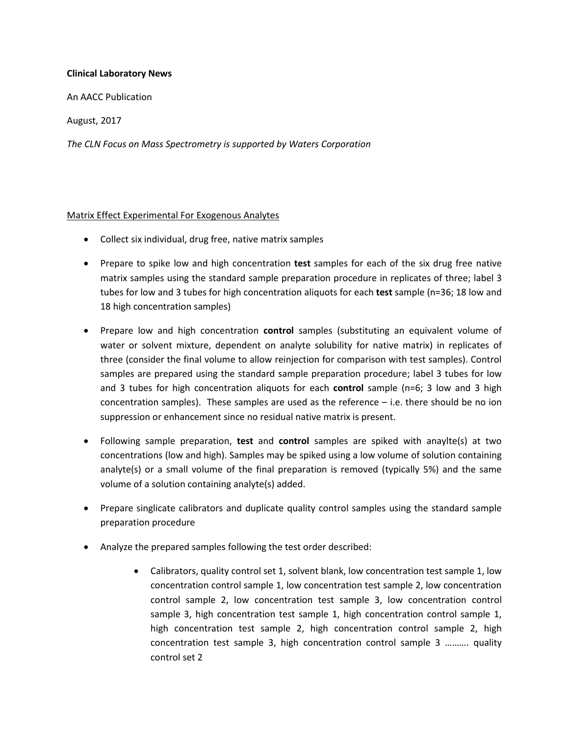**Clinical Laboratory News**

An AACC Publication

August, 2017

*The CLN Focus on Mass Spectrometry is supported by Waters Corporation*

<u>Matrix Effect Experimental For Exogenous Analytes</u>

- Collect six individual, drug free, native matrix samples
- Prepare to spike low and high concentration **test** samples for each of the six drug free native matrix samples using the standard sample preparation procedure in replicates of three; label 3 tubes for low and 3 tubes for high concentration aliquots for each **test** sample (n=36; 18 low and 18 high concentration samples)
- Prepare low and high concentration **control** samples (substituting an equivalent volume of water or solvent mixture, dependent on analyte solubility for native matrix) in replicates of three (consider the final volume to allow reinjection for comparison with test samples). Control samples are prepared using the standard sample preparation procedure; label 3 tubes for low and 3 tubes for high concentration aliquots for each **control** sample (n=6; 3 low and 3 high concentration samples). These samples are used as the reference – i.e. there should be no ion suppression or enhancement since no residual native matrix is present.
- Following sample preparation, **test** and **control** samples are spiked with anaylte(s) at two concentrations (low and high). Samples may be spiked using a low volume of solution containing analyte(s) or a small volume of the final preparation is removed (typically 5%) and the same volume of a solution containing analyte(s) added.
- Prepare singlicate calibrators and duplicate quality control samples using the standard sample preparation procedure
- Analyze the prepared samples following the test order described:
  - Calibrators, quality control set 1, solvent blank, low concentration test sample 1, low concentration control sample 1, low concentration test sample 2, low concentration control sample 2, low concentration test sample 3, low concentration control sample 3, high concentration test sample 1, high concentration control sample 1, high concentration test sample 2, high concentration control sample 2, high concentration test sample 3, high concentration control sample 3 ………. quality control set 2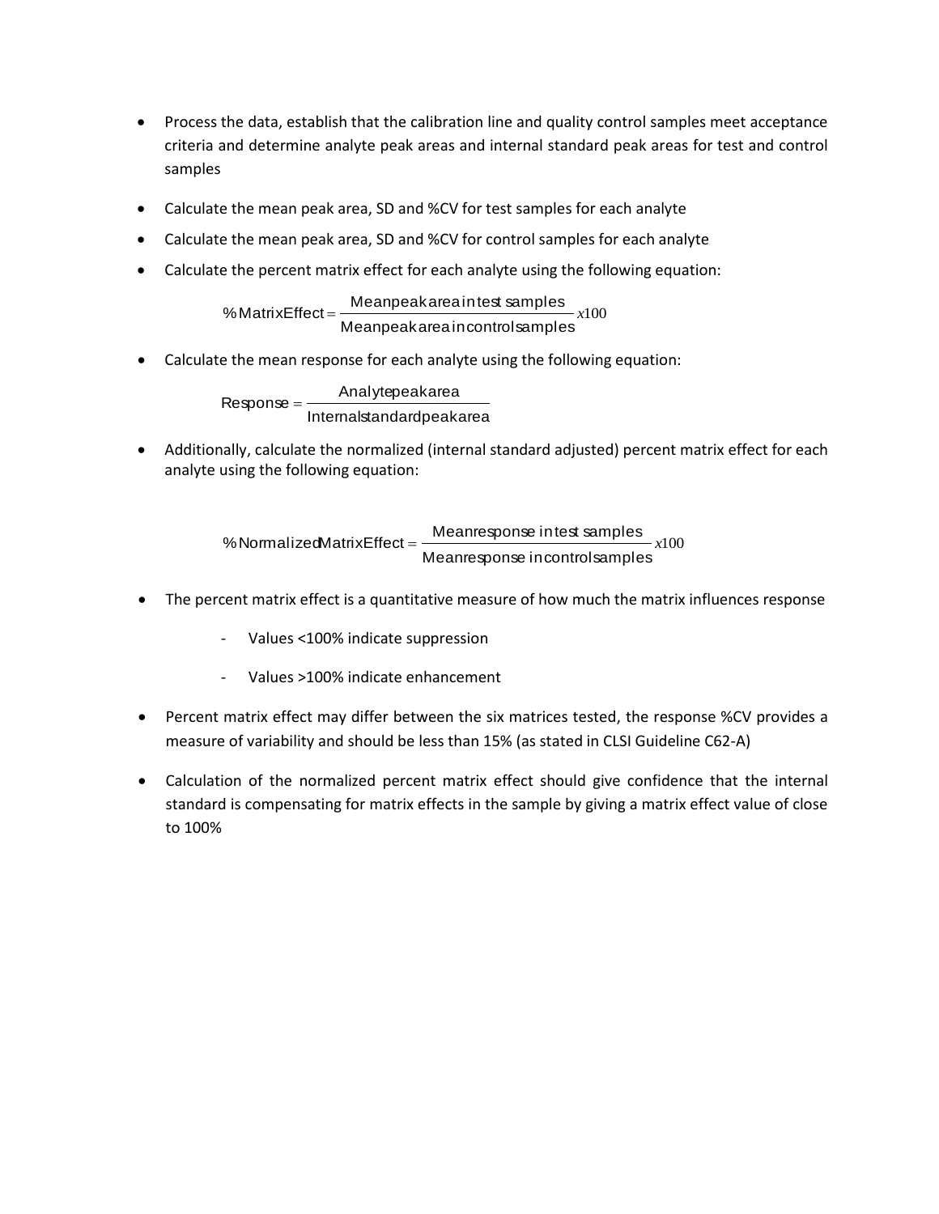- Process the data, establish that the calibration line and quality control samples meet acceptance criteria and determine analyte peak areas and internal standard peak areas for test and control samples

- Calculate the mean peak area, SD and %CV for test samples for each analyte

- Calculate the mean peak area, SD and %CV for control samples for each analyte

- Calculate the percent matrix effect for each analyte using the following equation:

$$\%\,\text{Matrix Effect} = \frac{\text{Mean peak area in test samples}}{\text{Mean peak area in control samples}} x100$$

- Calculate the mean response for each analyte using the following equation:

$$\text{Response} = \frac{\text{Analyte peak area}}{\text{Internal standard peak area}}$$

- Additionally, calculate the normalized (internal standard adjusted) percent matrix effect for each analyte using the following equation:

$$\%\,\text{Normalized Matrix Effect} = \frac{\text{Mean response in test samples}}{\text{Mean response in control samples}} x100$$

- The percent matrix effect is a quantitative measure of how much the matrix influences response

    - Values <100% indicate suppression

    - Values >100% indicate enhancement

- Percent matrix effect may differ between the six matrices tested, the response %CV provides a measure of variability and should be less than 15% (as stated in CLSI Guideline C62-A)

- Calculation of the normalized percent matrix effect should give confidence that the internal standard is compensating for matrix effects in the sample by giving a matrix effect value of close to 100%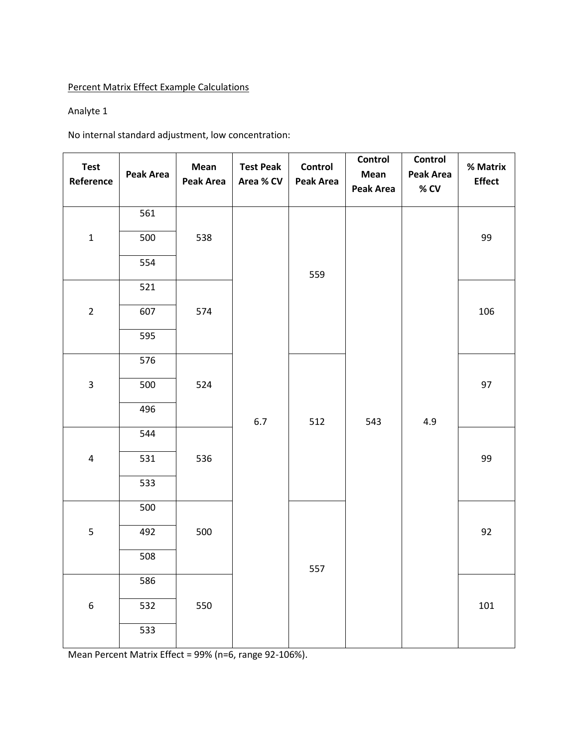Percent Matrix Effect Example Calculations

Analyte 1

No internal standard adjustment, low concentration:

| Test Reference | Peak Area | Mean Peak Area | Test Peak Area % CV | Control Peak Area | Control Mean Peak Area | Control Peak Area % CV | % Matrix Effect |
|---|---|---|---|---|---|---|---|
| 1 | 561 | 538 | 6.7 | 559 | 543 | 4.9 | 99 |
| | 500 | | | | | | |
| | 554 | | | | | | |
| 2 | 521 | 574 | | | | | 106 |
| | 607 | | | | | | |
| | 595 | | | | | | |
| 3 | 576 | 524 | | 512 | | | 97 |
| | 500 | | | | | | |
| | 496 | | | | | | |
| 4 | 544 | 536 | | | | | 99 |
| | 531 | | | | | | |
| | 533 | | | | | | |
| 5 | 500 | 500 | | 557 | | | 92 |
| | 492 | | | | | | |
| | 508 | | | | | | |
| 6 | 586 | 550 | | | | | 101 |
| | 532 | | | | | | |
| | 533 | | | | | | |

Mean Percent Matrix Effect = 99% (n=6, range 92-106%).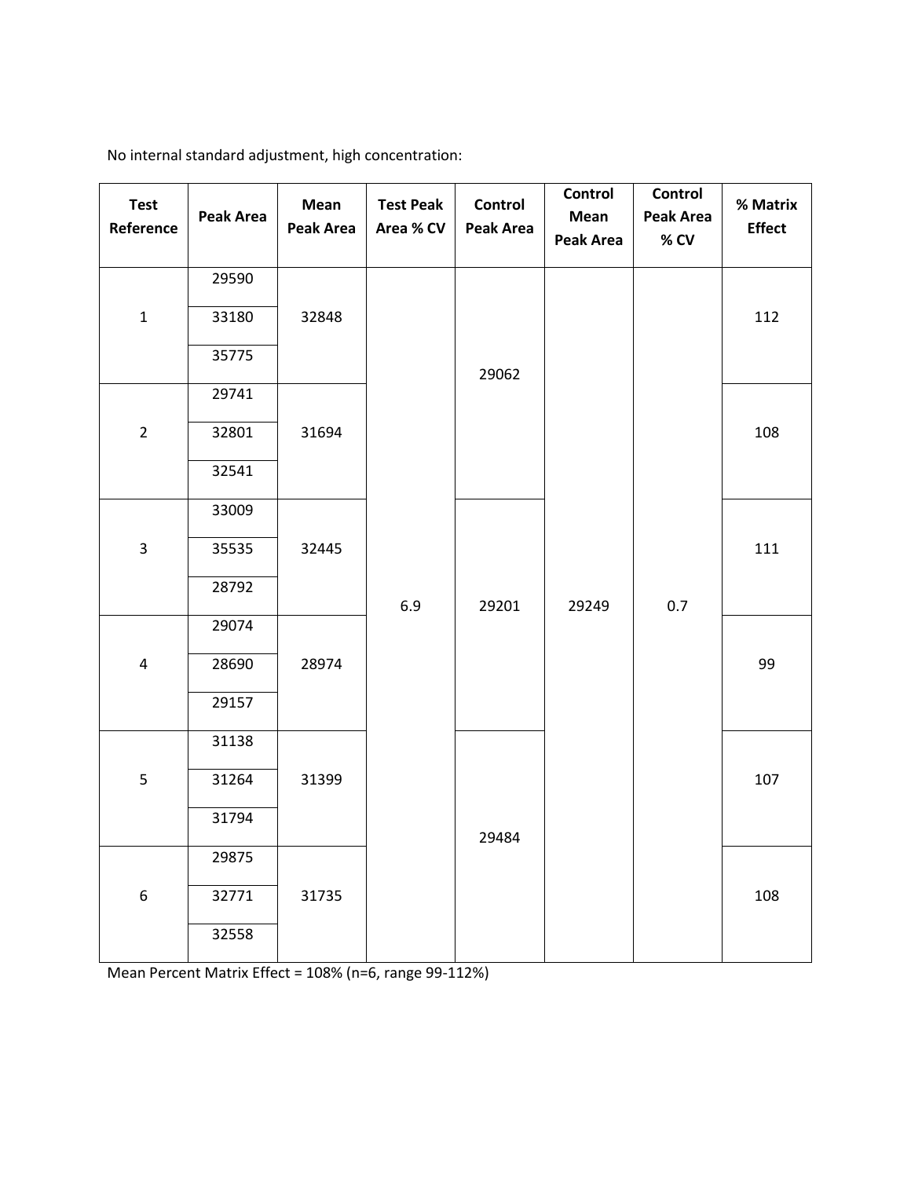No internal standard adjustment, high concentration:

| Test Reference | Peak Area | Mean Peak Area | Test Peak Area % CV | Control Peak Area | Control Mean Peak Area | Control Peak Area % CV | % Matrix Effect |
|---|---|---|---|---|---|---|---|
| 1 | 29590 | 32848 | 6.9 | 29062 | 29249 | 0.7 | 112 |
| | 33180 | | | | | | |
| | 35775 | | | | | | |
| 2 | 29741 | 31694 | | | | | 108 |
| | 32801 | | | | | | |
| | 32541 | | | | | | |
| 3 | 33009 | 32445 | | 29201 | | | 111 |
| | 35535 | | | | | | |
| | 28792 | | | | | | |
| 4 | 29074 | 28974 | | | | | 99 |
| | 28690 | | | | | | |
| | 29157 | | | | | | |
| 5 | 31138 | 31399 | | 29484 | | | 107 |
| | 31264 | | | | | | |
| | 31794 | | | | | | |
| 6 | 29875 | 31735 | | | | | 108 |
| | 32771 | | | | | | |
| | 32558 | | | | | | |

Mean Percent Matrix Effect = 108% (n=6, range 99-112%)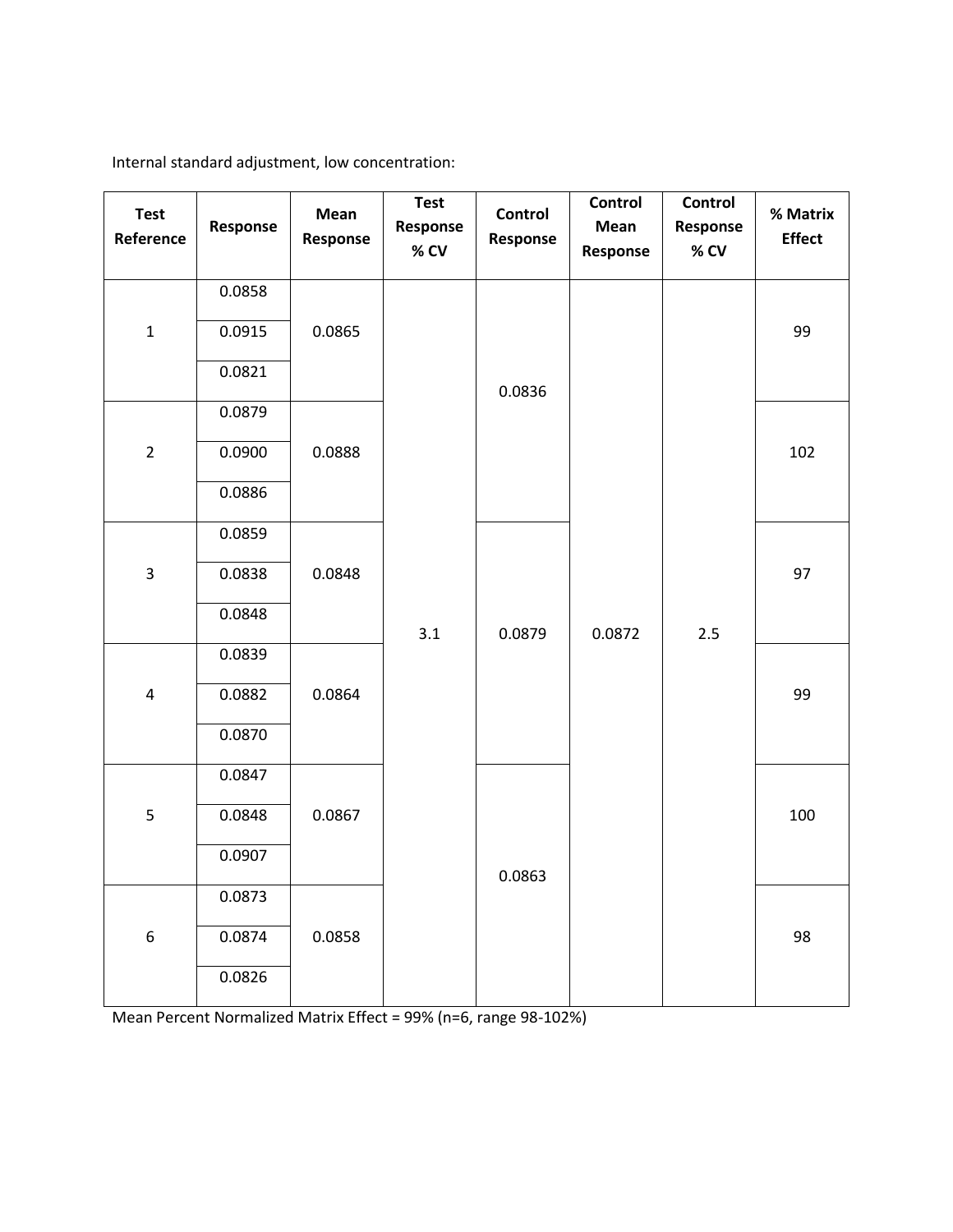Internal standard adjustment, low concentration:

| Test Reference | Response | Mean Response | Test Response % CV | Control Response | Control Mean Response | Control Response % CV | % Matrix Effect |
|---|---|---|---|---|---|---|---|
| 1 | 0.0858 | 0.0865 | 3.1 | 0.0836 | 0.0872 | 2.5 | 99 |
| | 0.0915 | | | | | | |
| | 0.0821 | | | | | | |
| 2 | 0.0879 | 0.0888 | | | | | 102 |
| | 0.0900 | | | | | | |
| | 0.0886 | | | | | | |
| 3 | 0.0859 | 0.0848 | | 0.0879 | | | 97 |
| | 0.0838 | | | | | | |
| | 0.0848 | | | | | | |
| 4 | 0.0839 | 0.0864 | | | | | 99 |
| | 0.0882 | | | | | | |
| | 0.0870 | | | | | | |
| 5 | 0.0847 | 0.0867 | | 0.0863 | | | 100 |
| | 0.0848 | | | | | | |
| | 0.0907 | | | | | | |
| 6 | 0.0873 | 0.0858 | | | | | 98 |
| | 0.0874 | | | | | | |
| | 0.0826 | | | | | | |

Mean Percent Normalized Matrix Effect = 99% (n=6, range 98-102%)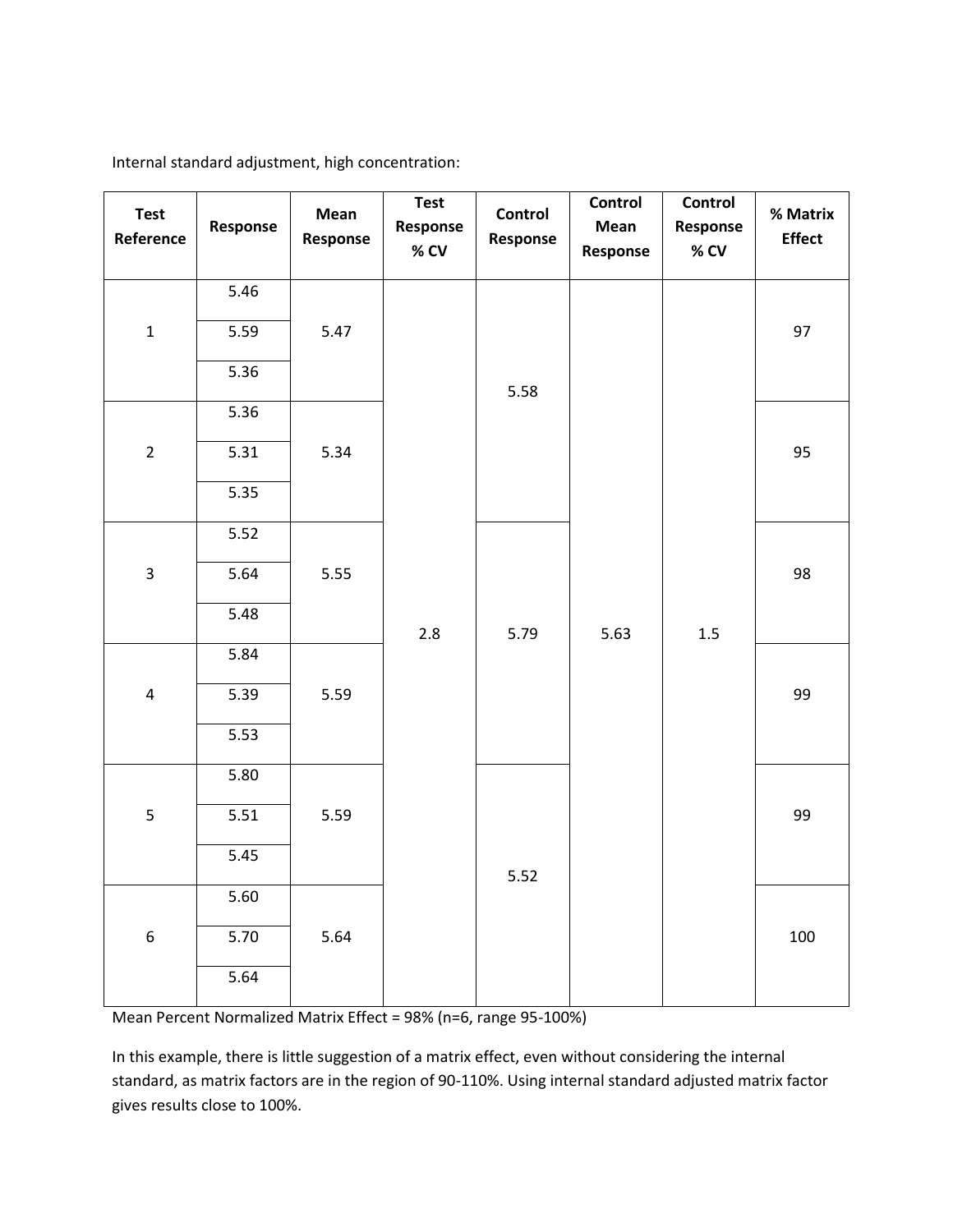Internal standard adjustment, high concentration:

| Test Reference | Response | Mean Response | Test Response % CV | Control Response | Control Mean Response | Control Response % CV | % Matrix Effect |
|---|---|---|---|---|---|---|---|
| 1 | 5.46 | 5.47 | 2.8 | 5.58 | 5.63 | 1.5 | 97 |
| | 5.59 | | | | | | |
| | 5.36 | | | | | | |
| 2 | 5.36 | 5.34 | | | | | 95 |
| | 5.31 | | | | | | |
| | 5.35 | | | | | | |
| 3 | 5.52 | 5.55 | | 5.79 | | | 98 |
| | 5.64 | | | | | | |
| | 5.48 | | | | | | |
| 4 | 5.84 | 5.59 | | | | | 99 |
| | 5.39 | | | | | | |
| | 5.53 | | | | | | |
| 5 | 5.80 | 5.59 | | 5.52 | | | 99 |
| | 5.51 | | | | | | |
| | 5.45 | | | | | | |
| 6 | 5.60 | 5.64 | | | | | 100 |
| | 5.70 | | | | | | |
| | 5.64 | | | | | | |

Mean Percent Normalized Matrix Effect = 98% (n=6, range 95-100%)

In this example, there is little suggestion of a matrix effect, even without considering the internal standard, as matrix factors are in the region of 90-110%. Using internal standard adjusted matrix factor gives results close to 100%.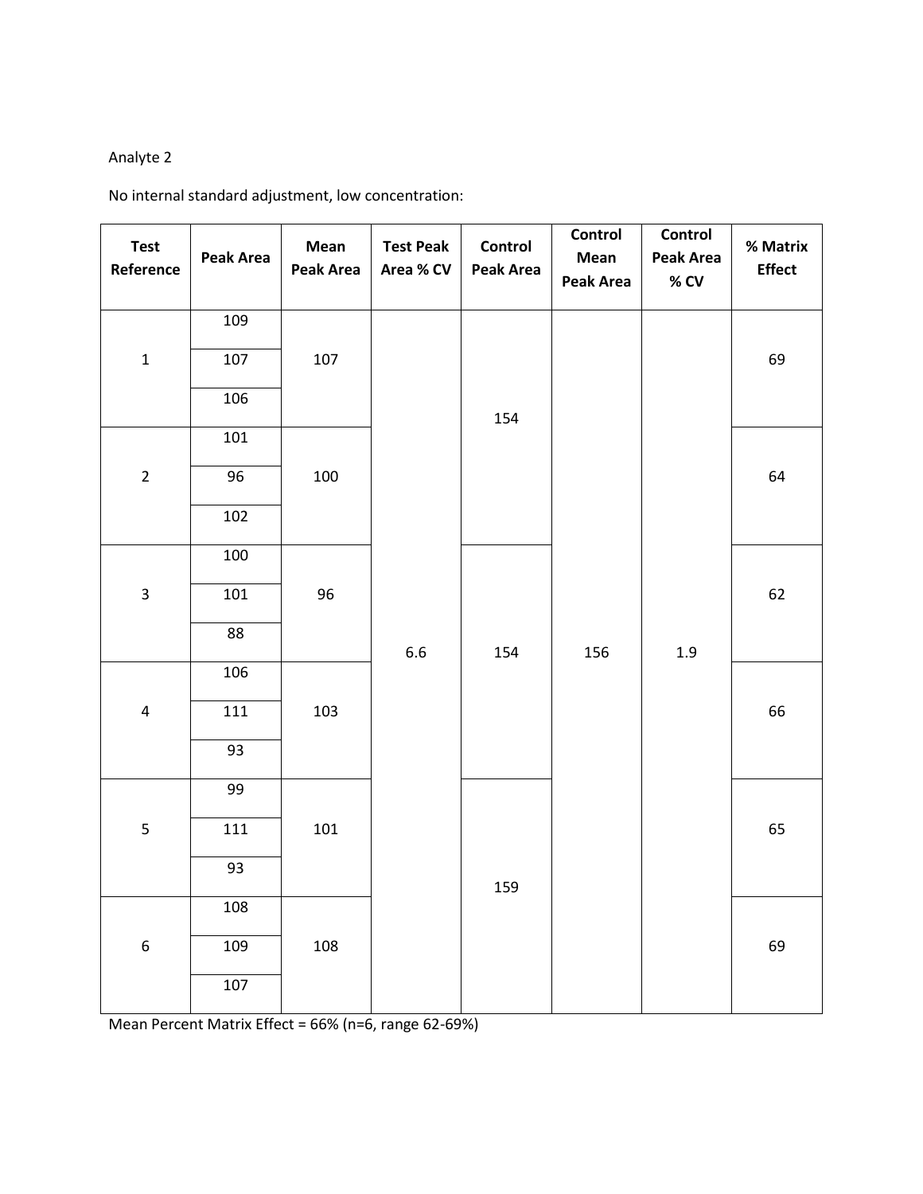Analyte 2

No internal standard adjustment, low concentration:

| Test Reference | Peak Area | Mean Peak Area | Test Peak Area % CV | Control Peak Area | Control Mean Peak Area | Control Peak Area % CV | % Matrix Effect |
|---|---|---|---|---|---|---|---|
| 1 | 109 | 107 | 6.6 | 154 | 156 | 1.9 | 69 |
| | 107 | | | | | | |
| | 106 | | | | | | |
| 2 | 101 | 100 | | | | | 64 |
| | 96 | | | | | | |
| | 102 | | | | | | |
| 3 | 100 | 96 | | 154 | | | 62 |
| | 101 | | | | | | |
| | 88 | | | | | | |
| 4 | 106 | 103 | | | | | 66 |
| | 111 | | | | | | |
| | 93 | | | | | | |
| 5 | 99 | 101 | | 159 | | | 65 |
| | 111 | | | | | | |
| | 93 | | | | | | |
| 6 | 108 | 108 | | | | | 69 |
| | 109 | | | | | | |
| | 107 | | | | | | |

Mean Percent Matrix Effect = 66% (n=6, range 62-69%)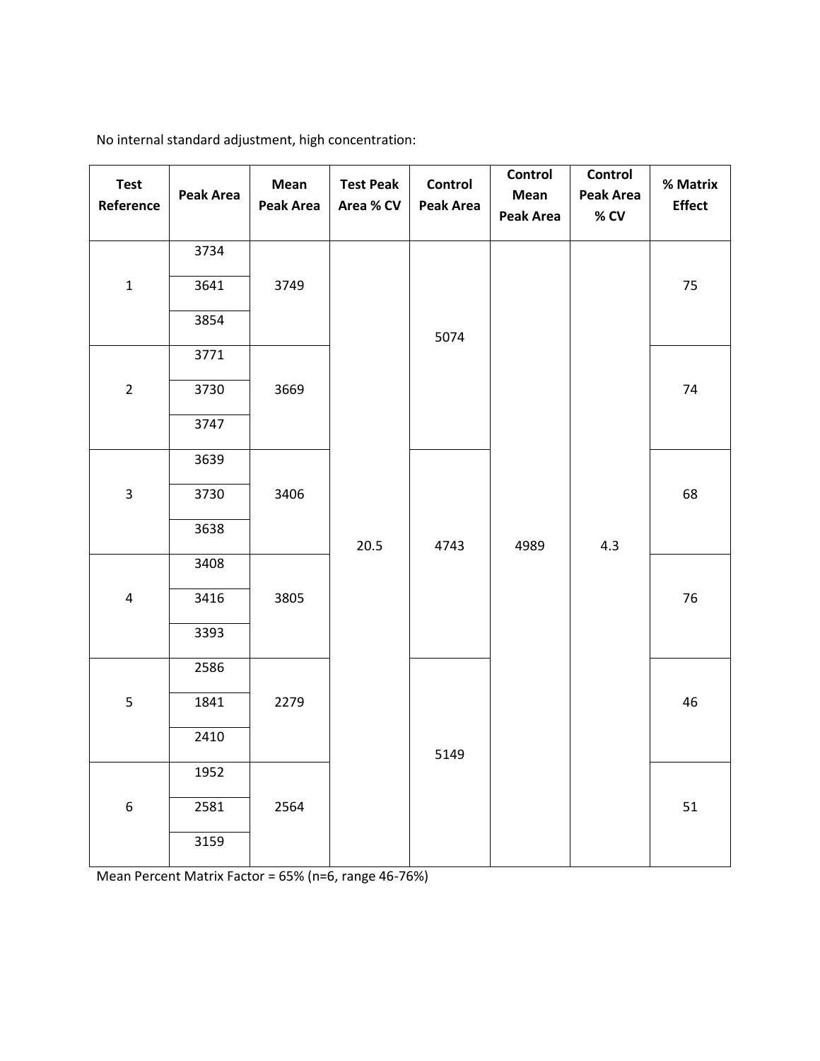No internal standard adjustment, high concentration:

| Test Reference | Peak Area | Mean Peak Area | Test Peak Area % CV | Control Peak Area | Control Mean Peak Area | Control Peak Area % CV | % Matrix Effect |
|---|---|---|---|---|---|---|---|
| 1 | 3734 | 3749 | 20.5 | 5074 | 4989 | 4.3 | 75 |
| | 3641 | | | | | | |
| | 3854 | | | | | | |
| 2 | 3771 | 3669 | | | | | 74 |
| | 3730 | | | | | | |
| | 3747 | | | | | | |
| 3 | 3639 | 3406 | | 4743 | | | 68 |
| | 3730 | | | | | | |
| | 3638 | | | | | | |
| 4 | 3408 | 3805 | | | | | 76 |
| | 3416 | | | | | | |
| | 3393 | | | | | | |
| 5 | 2586 | 2279 | | 5149 | | | 46 |
| | 1841 | | | | | | |
| | 2410 | | | | | | |
| 6 | 1952 | 2564 | | | | | 51 |
| | 2581 | | | | | | |
| | 3159 | | | | | | |

Mean Percent Matrix Factor = 65% (n=6, range 46-76%)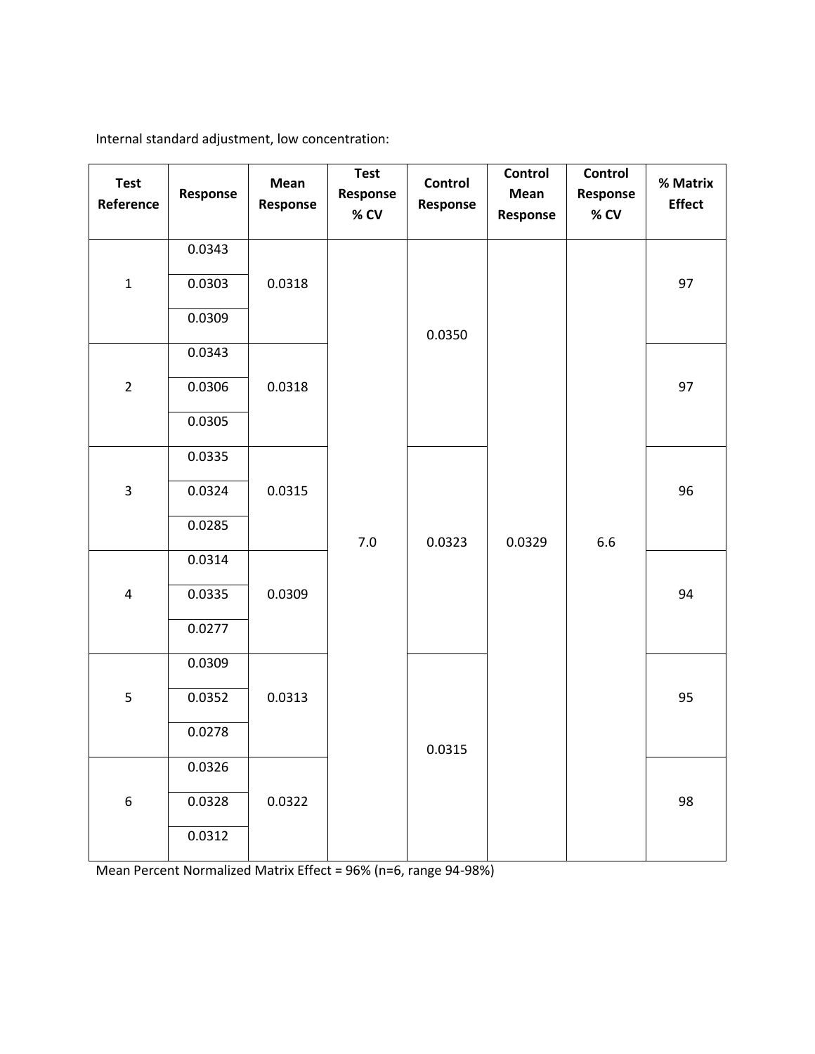Internal standard adjustment, low concentration:

| Test Reference | Response | Mean Response | Test Response % CV | Control Response | Control Mean Response | Control Response % CV | % Matrix Effect |
|---|---|---|---|---|---|---|---|
| 1 | 0.0343 | 0.0318 | 7.0 | 0.0350 | 0.0329 | 6.6 | 97 |
| | 0.0303 | | | | | | |
| | 0.0309 | | | | | | |
| 2 | 0.0343 | 0.0318 | | | | | 97 |
| | 0.0306 | | | | | | |
| | 0.0305 | | | | | | |
| 3 | 0.0335 | 0.0315 | | 0.0323 | | | 96 |
| | 0.0324 | | | | | | |
| | 0.0285 | | | | | | |
| 4 | 0.0314 | 0.0309 | | | | | 94 |
| | 0.0335 | | | | | | |
| | 0.0277 | | | | | | |
| 5 | 0.0309 | 0.0313 | | 0.0315 | | | 95 |
| | 0.0352 | | | | | | |
| | 0.0278 | | | | | | |
| 6 | 0.0326 | 0.0322 | | | | | 98 |
| | 0.0328 | | | | | | |
| | 0.0312 | | | | | | |

Mean Percent Normalized Matrix Effect = 96% (n=6, range 94-98%)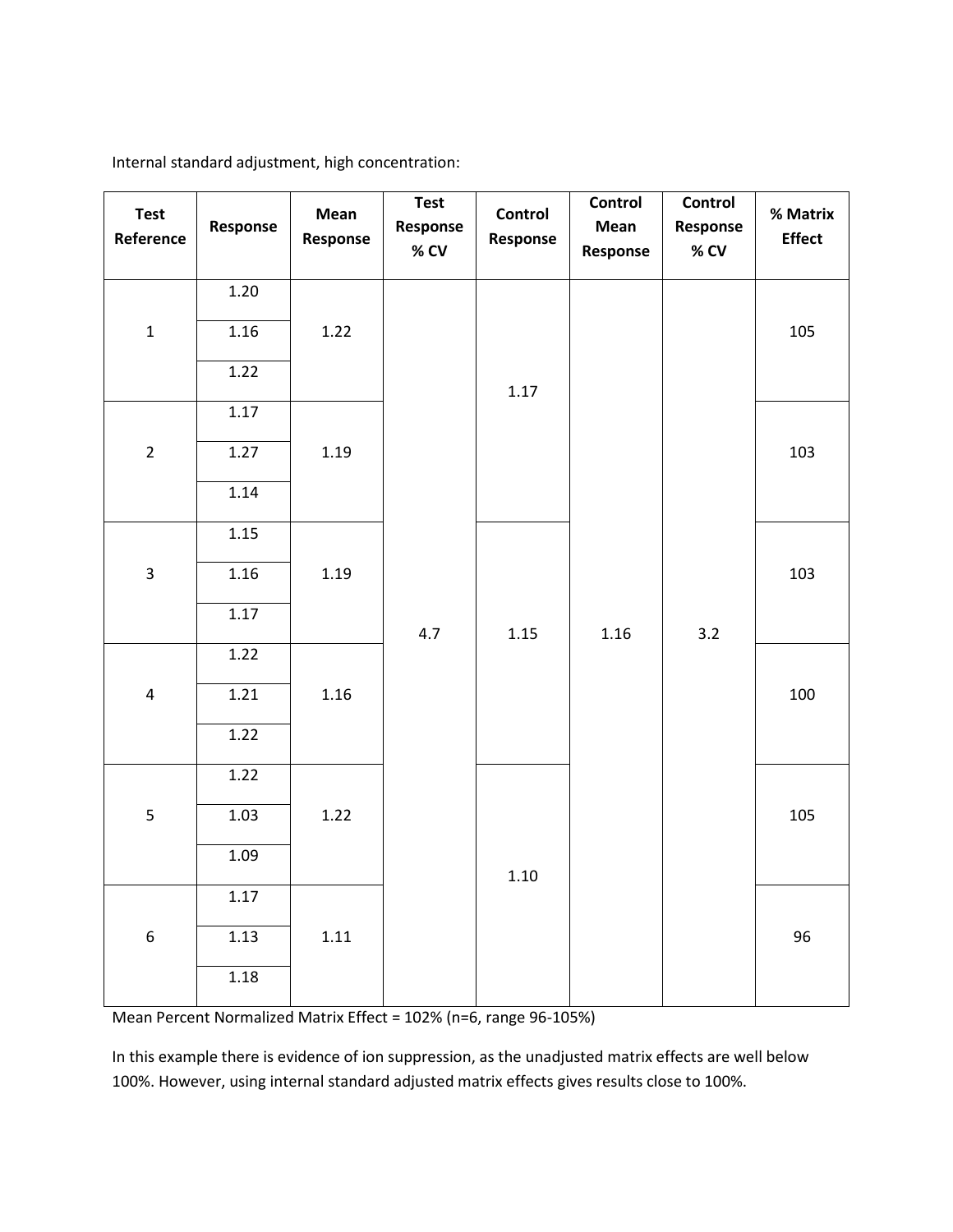Internal standard adjustment, high concentration:

| Test Reference | Response | Mean Response | Test Response % CV | Control Response | Control Mean Response | Control Response % CV | % Matrix Effect |
|---|---|---|---|---|---|---|---|
| 1 | 1.20 | 1.22 | 4.7 | 1.17 | 1.16 | 3.2 | 105 |
| | 1.16 | | | | | | |
| | 1.22 | | | | | | |
| 2 | 1.17 | 1.19 | | | | | 103 |
| | 1.27 | | | | | | |
| | 1.14 | | | | | | |
| 3 | 1.15 | 1.19 | | 1.15 | | | 103 |
| | 1.16 | | | | | | |
| | 1.17 | | | | | | |
| 4 | 1.22 | 1.16 | | | | | 100 |
| | 1.21 | | | | | | |
| | 1.22 | | | | | | |
| 5 | 1.22 | 1.22 | | 1.10 | | | 105 |
| | 1.03 | | | | | | |
| | 1.09 | | | | | | |
| 6 | 1.17 | 1.11 | | | | | 96 |
| | 1.13 | | | | | | |
| | 1.18 | | | | | | |

Mean Percent Normalized Matrix Effect = 102% (n=6, range 96-105%)

In this example there is evidence of ion suppression, as the unadjusted matrix effects are well below 100%. However, using internal standard adjusted matrix effects gives results close to 100%.